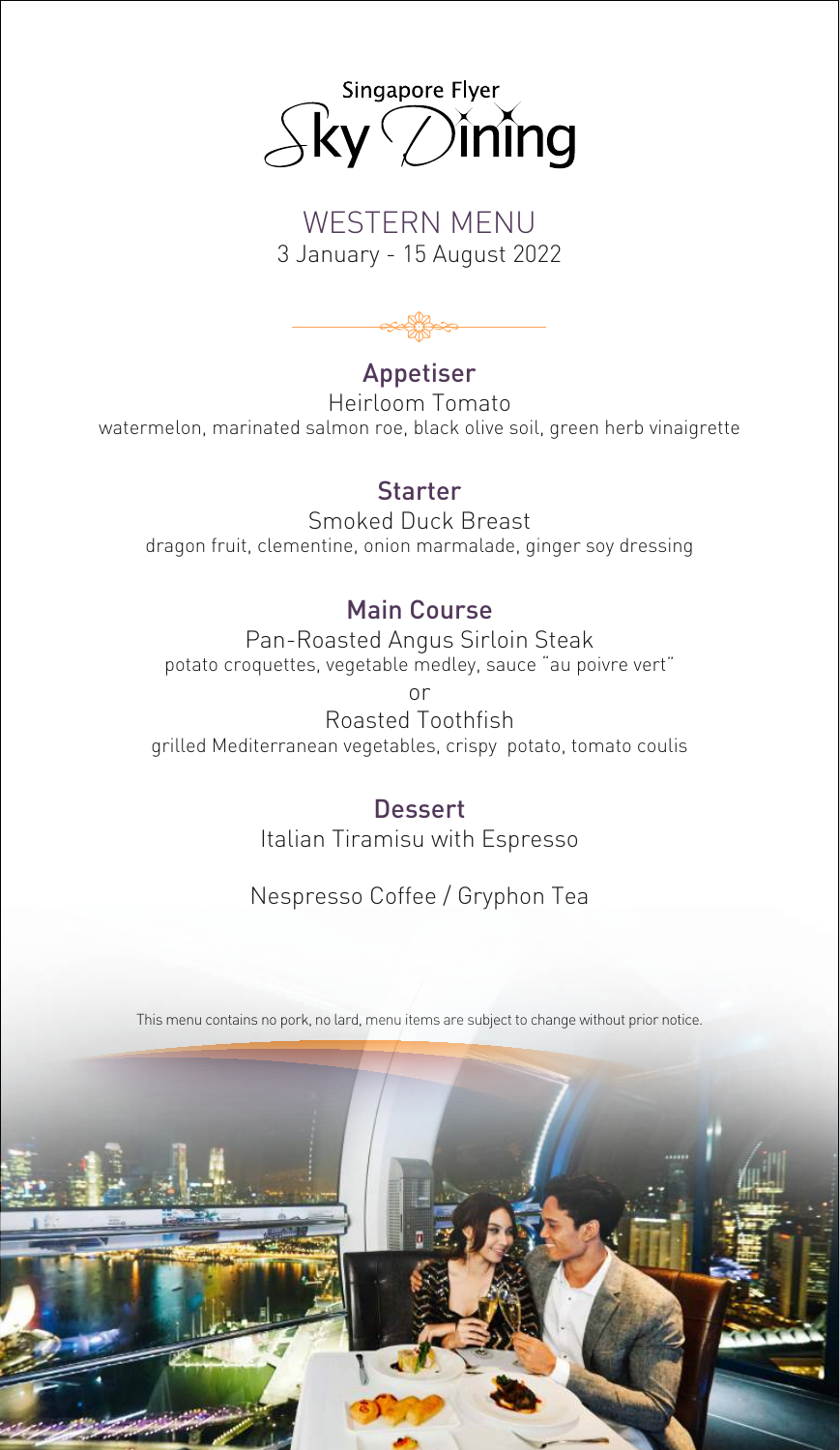# Singapore Flyer Sky Dining

## WESTERN MENU

3 January - 15 August 2022

### Appetiser

Heirloom Tomato

watermelon, marinated salmon roe, black olive soil, green herb vinaigrette

### Starter

Smoked Duck Breast

dragon fruit, clementine, onion marmalade, ginger soy dressing

### Main Course

Pan-Roasted Angus Sirloin Steak

potato croquettes, vegetable medley, sauce "au poivre vert"

or

Roasted Toothfish

grilled Mediterranean vegetables, crispy potato, tomato coulis

### Dessert

Italian Tiramisu with Espresso

Nespresso Coffee / Gryphon Tea

This menu contains no pork, no lard, menu items are subject to change without prior notice.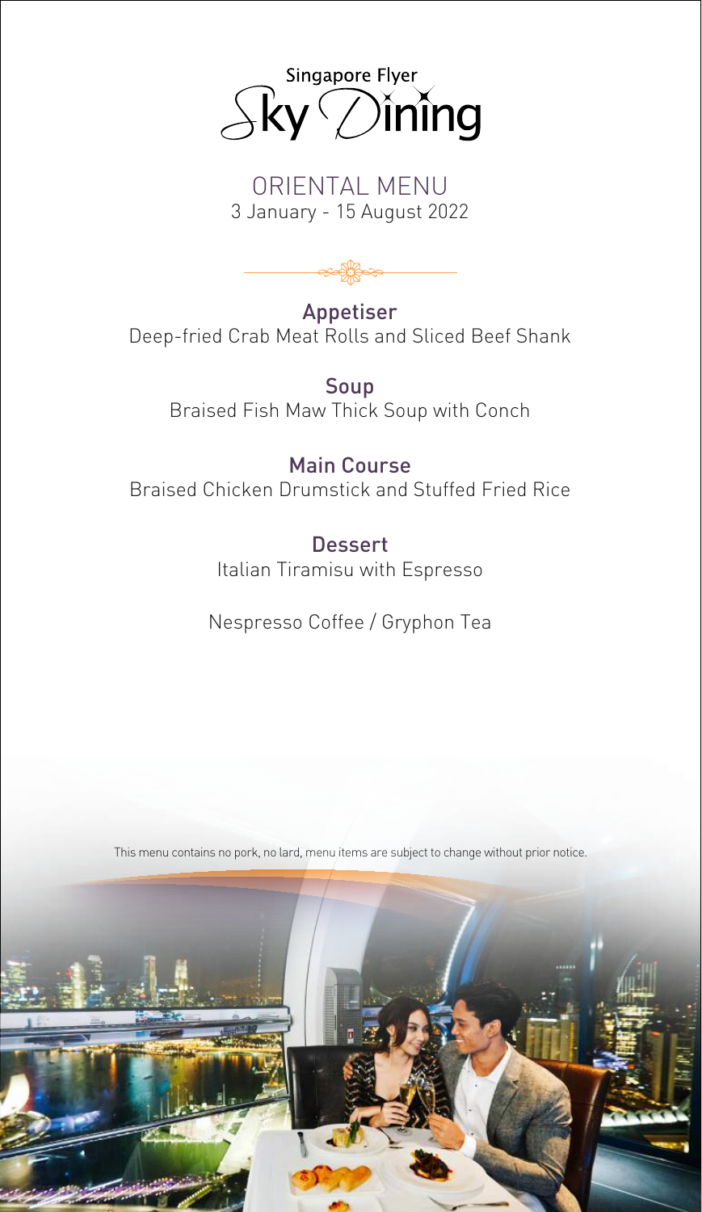# Singapore Flyer Sky Dining

## ORIENTAL MENU

3 January - 15 August 2022

### Appetiser

Deep-fried Crab Meat Rolls and Sliced Beef Shank

### Soup

Braised Fish Maw Thick Soup with Conch

### Main Course

Braised Chicken Drumstick and Stuffed Fried Rice

### Dessert

Italian Tiramisu with Espresso

Nespresso Coffee / Gryphon Tea

This menu contains no pork, no lard, menu items are subject to change without prior notice.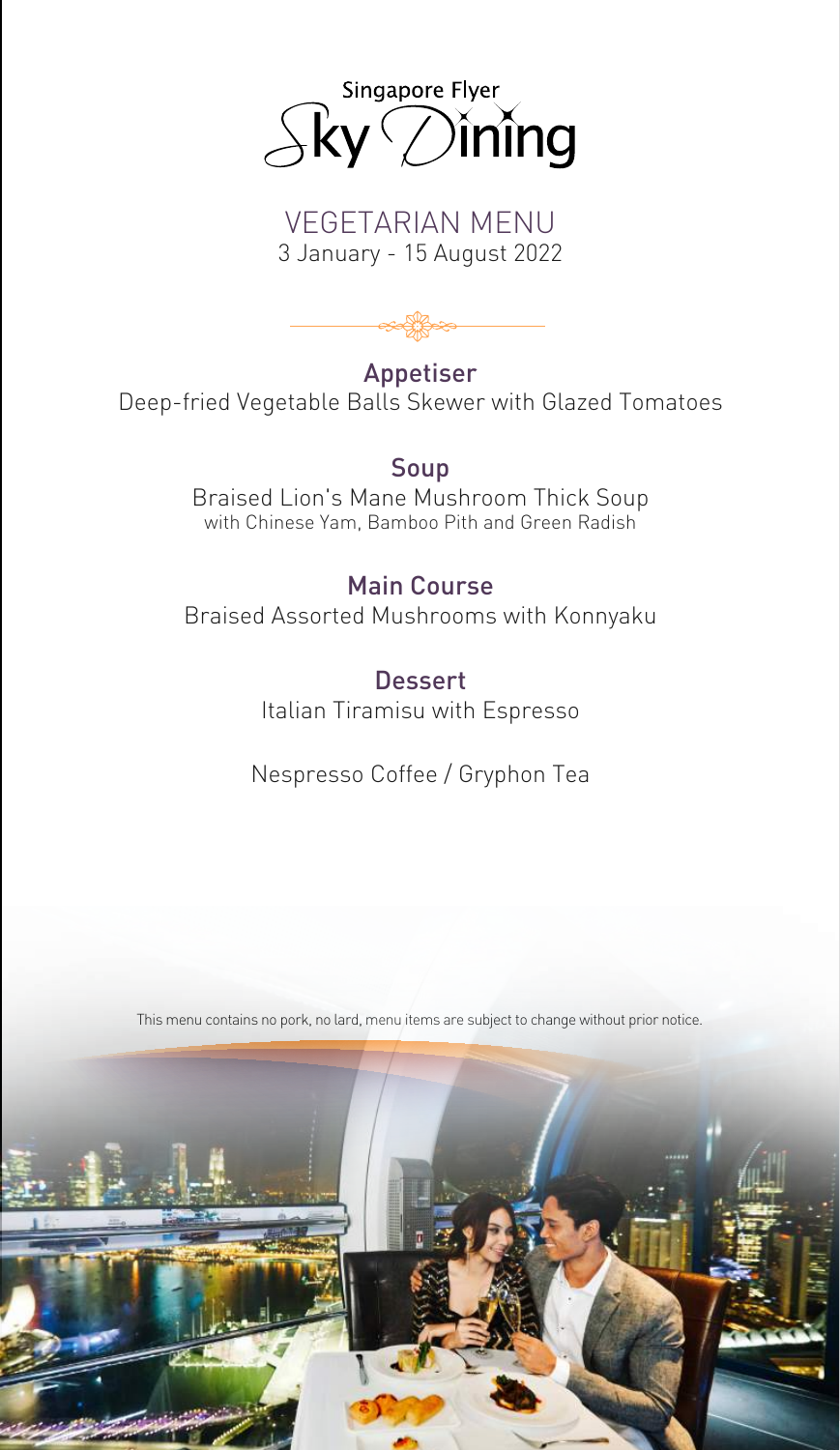Singapore Flyer

# Sky Dining

## VEGETARIAN MENU

3 January - 15 August 2022

### Appetiser

Deep-fried Vegetable Balls Skewer with Glazed Tomatoes

### Soup

Braised Lion's Mane Mushroom Thick Soup
with Chinese Yam, Bamboo Pith and Green Radish

### Main Course

Braised Assorted Mushrooms with Konnyaku

### Dessert

Italian Tiramisu with Espresso

Nespresso Coffee / Gryphon Tea

This menu contains no pork, no lard, menu items are subject to change without prior notice.